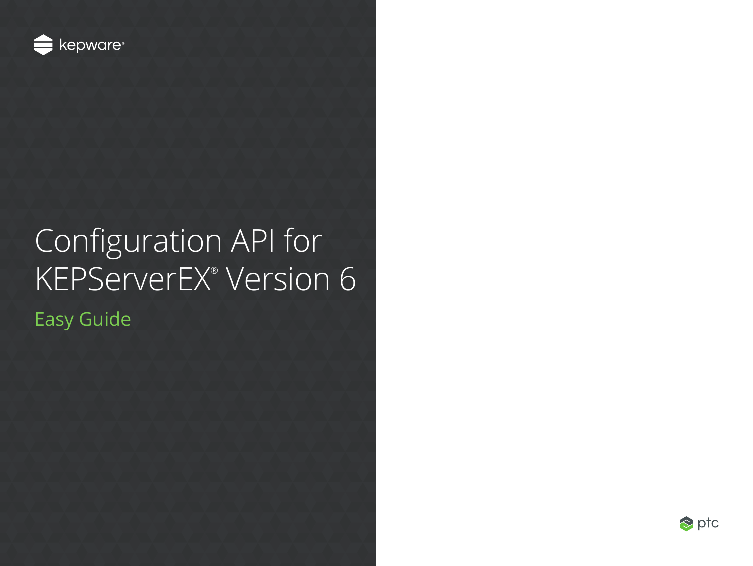kepware®

# Configuration API for KEPServerEX® Version 6

## Easy Guide

ptc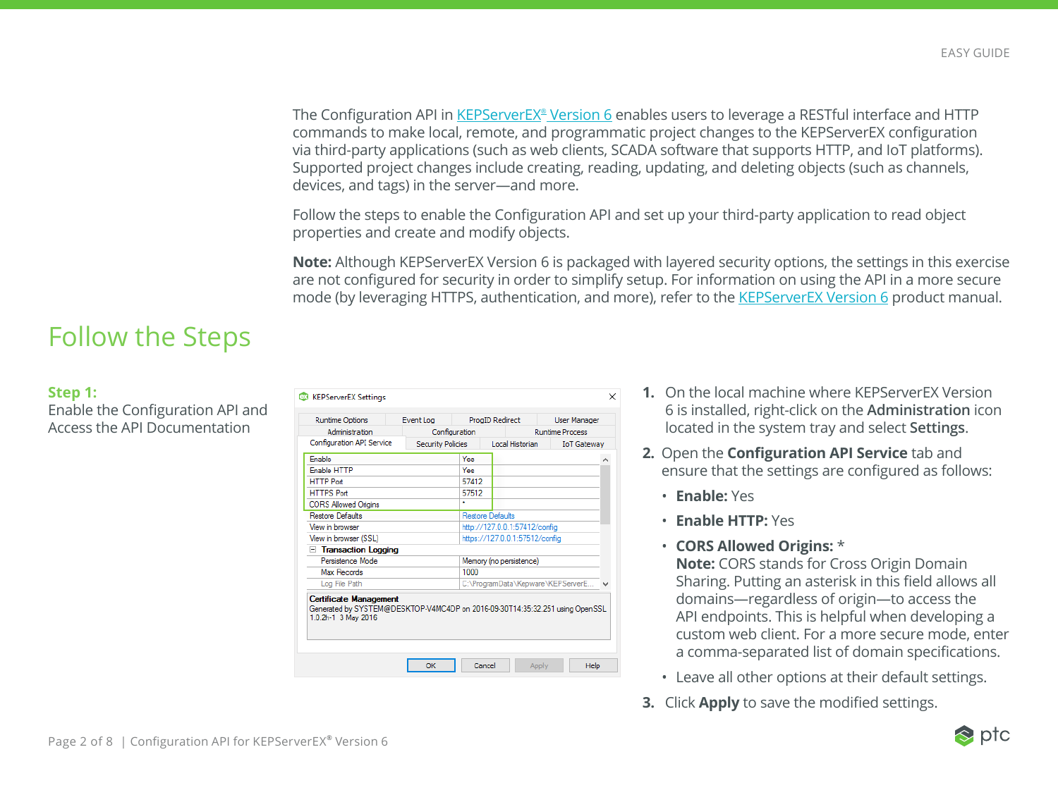The Configuration API in KEPServerEX® Version 6 enables users to leverage a RESTful interface and HTTP commands to make local, remote, and programmatic project changes to the KEPServerEX configuration via third-party applications (such as web clients, SCADA software that supports HTTP, and IoT platforms). Supported project changes include creating, reading, updating, and deleting objects (such as channels, devices, and tags) in the server—and more.

Follow the steps to enable the Configuration API and set up your third-party application to read object properties and create and modify objects.

**Note:** Although KEPServerEX Version 6 is packaged with layered security options, the settings in this exercise are not configured for security in order to simplify setup. For information on using the API in a more secure mode (by leveraging HTTPS, authentication, and more), refer to the KEPServerEX Version 6 product manual.

# Follow the Steps

## Step 1:

Enable the Configuration API and Access the API Documentation

1. On the local machine where KEPServerEX Version 6 is installed, right-click on the **Administration** icon located in the system tray and select **Settings**.
2. Open the **Configuration API Service** tab and ensure that the settings are configured as follows:
   - **Enable:** Yes
   - **Enable HTTP:** Yes
   - **CORS Allowed Origins:** *
     **Note:** CORS stands for Cross Origin Domain Sharing. Putting an asterisk in this field allows all domains—regardless of origin—to access the API endpoints. This is helpful when developing a custom web client. For a more secure mode, enter a comma-separated list of domain specifications.
   - Leave all other options at their default settings.
3. Click **Apply** to save the modified settings.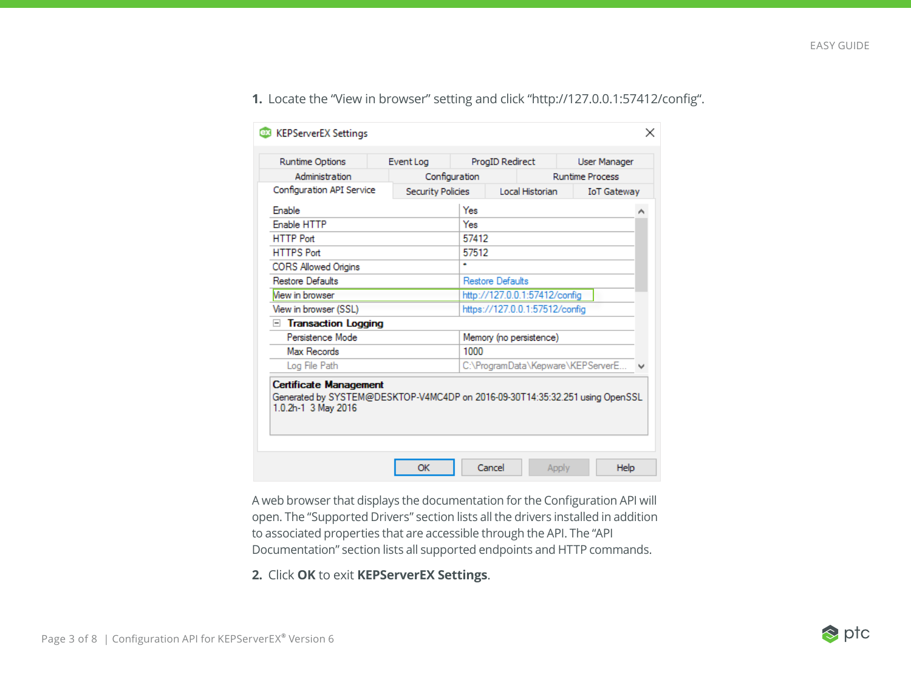1. Locate the "View in browser" setting and click "http://127.0.0.1:57412/config".

A web browser that displays the documentation for the Configuration API will open. The "Supported Drivers" section lists all the drivers installed in addition to associated properties that are accessible through the API. The "API Documentation" section lists all supported endpoints and HTTP commands.

2. Click **OK** to exit **KEPServerEX Settings**.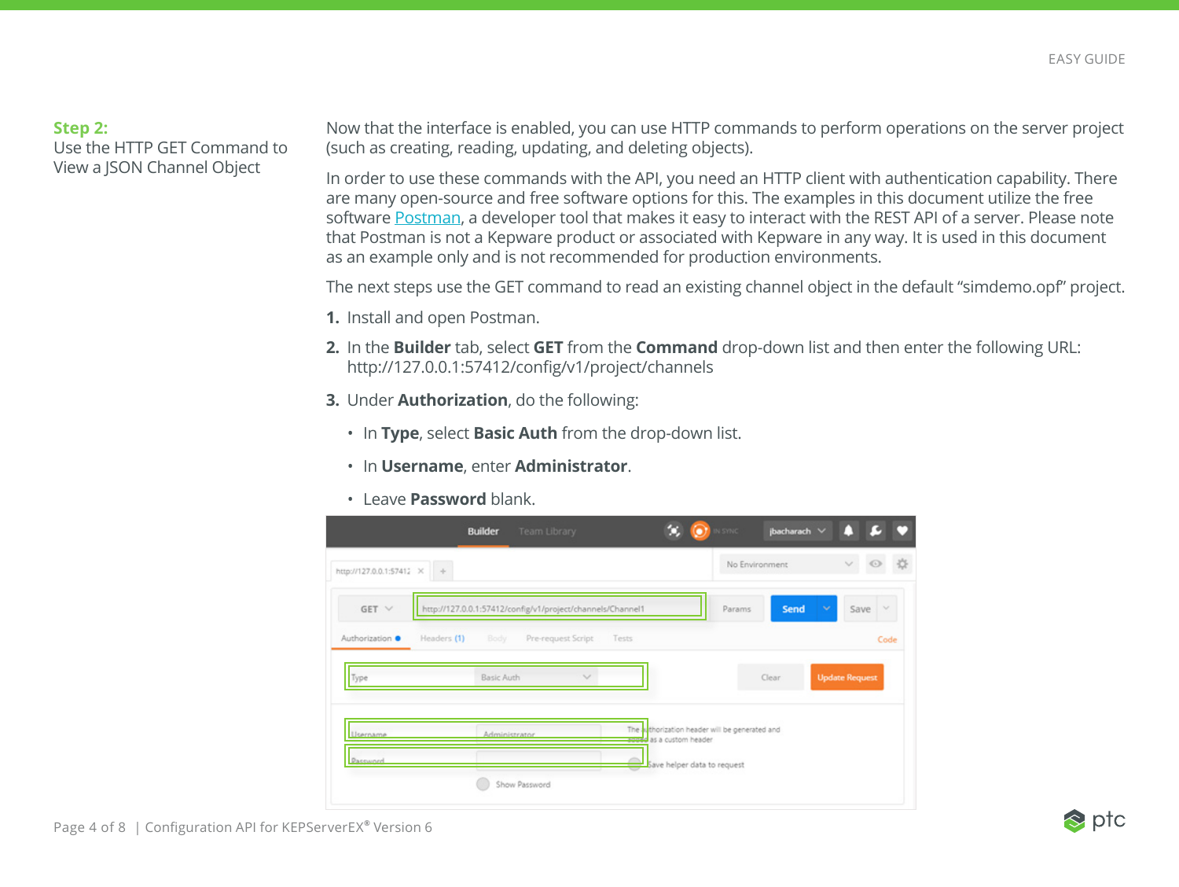**Step 2:**
Use the HTTP GET Command to View a JSON Channel Object

Now that the interface is enabled, you can use HTTP commands to perform operations on the server project (such as creating, reading, updating, and deleting objects).

In order to use these commands with the API, you need an HTTP client with authentication capability. There are many open-source and free software options for this. The examples in this document utilize the free software [Postman](), a developer tool that makes it easy to interact with the REST API of a server. Please note that Postman is not a Kepware product or associated with Kepware in any way. It is used in this document as an example only and is not recommended for production environments.

The next steps use the GET command to read an existing channel object in the default “simdemo.opf” project.

1. Install and open Postman.
2. In the **Builder** tab, select **GET** from the **Command** drop-down list and then enter the following URL: http://127.0.0.1:57412/config/v1/project/channels
3. Under **Authorization**, do the following:
   - In **Type**, select **Basic Auth** from the drop-down list.
   - In **Username**, enter **Administrator**.
   - Leave **Password** blank.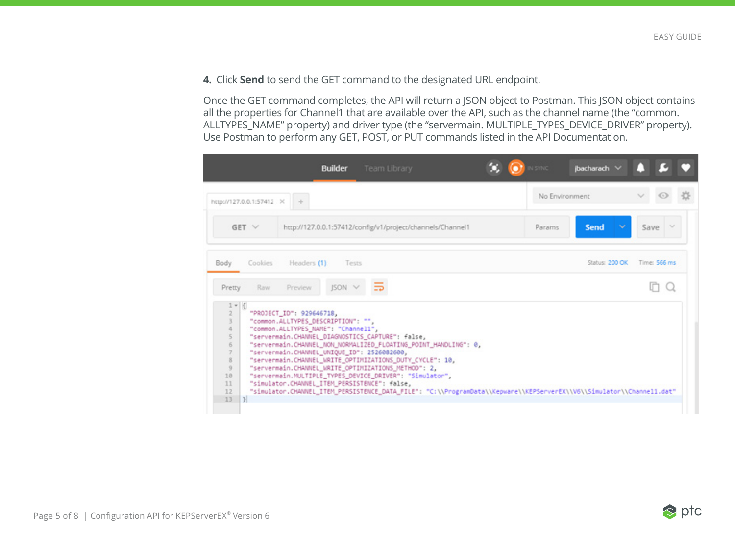**4.** Click **Send** to send the GET command to the designated URL endpoint.

Once the GET command completes, the API will return a JSON object to Postman. This JSON object contains all the properties for Channel1 that are available over the API, such as the channel name (the "common. ALLTYPES_NAME" property) and driver type (the "servermain. MULTIPLE_TYPES_DEVICE_DRIVER" property). Use Postman to perform any GET, POST, or PUT commands listed in the API Documentation.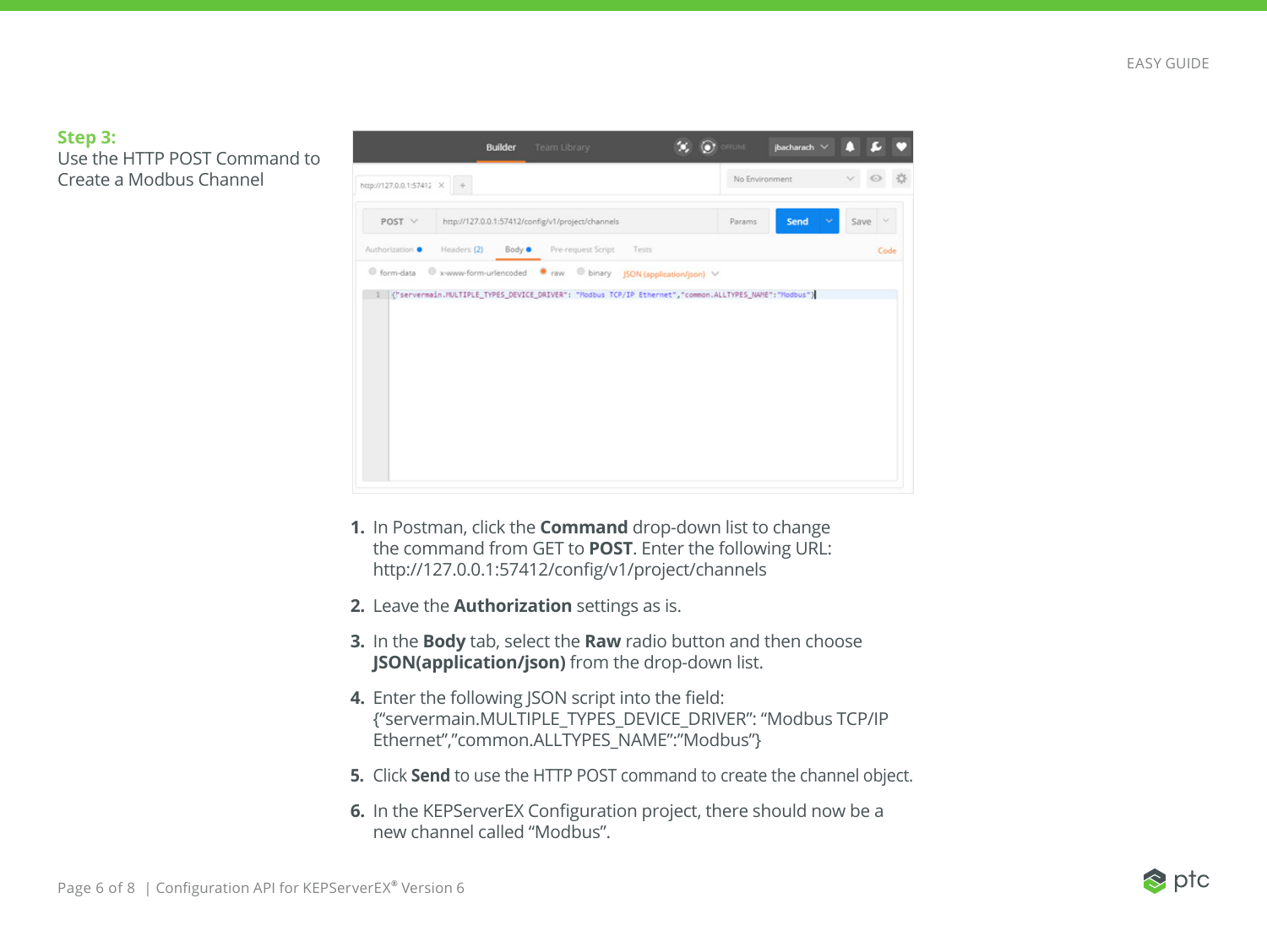**Step 3:**
Use the HTTP POST Command to Create a Modbus Channel

1. In Postman, click the **Command** drop-down list to change the command from GET to **POST**. Enter the following URL: http://127.0.0.1:57412/config/v1/project/channels
2. Leave the **Authorization** settings as is.
3. In the **Body** tab, select the **Raw** radio button and then choose **JSON(application/json)** from the drop-down list.
4. Enter the following JSON script into the field: {"servermain.MULTIPLE_TYPES_DEVICE_DRIVER": "Modbus TCP/IP Ethernet","common.ALLTYPES_NAME":"Modbus"}
5. Click **Send** to use the HTTP POST command to create the channel object.
6. In the KEPServerEX Configuration project, there should now be a new channel called "Modbus".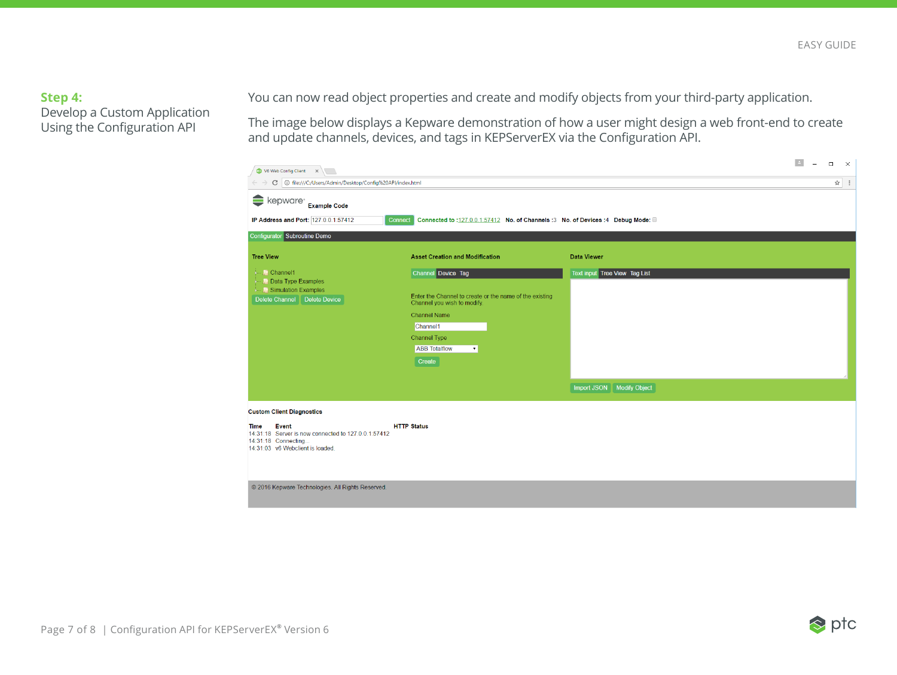## Step 4:
Develop a Custom Application Using the Configuration API

You can now read object properties and create and modify objects from your third-party application.

The image below displays a Kepware demonstration of how a user might design a web front-end to create and update channels, devices, and tags in KEPServerEX via the Configuration API.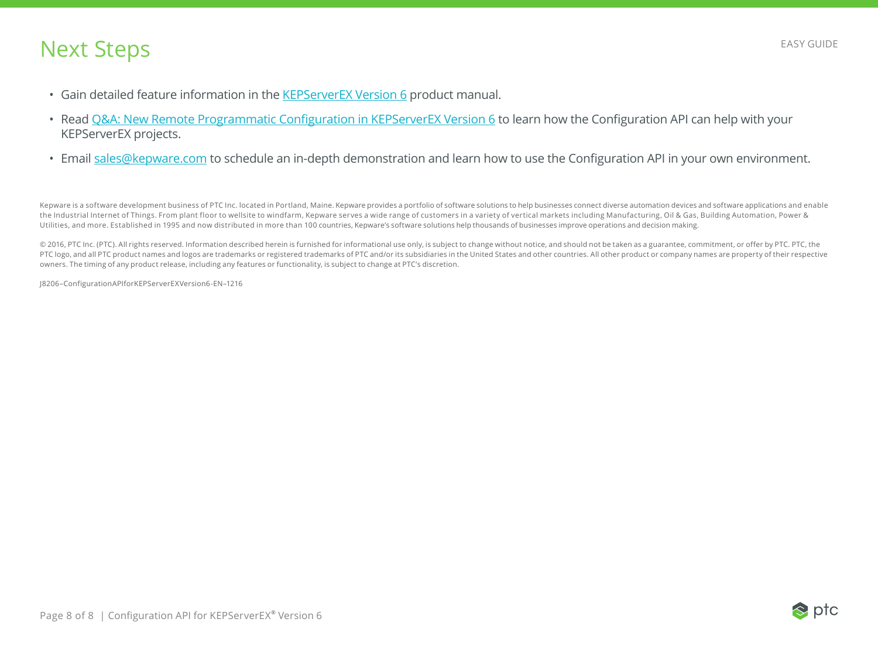# Next Steps

- Gain detailed feature information in the KEPServerEX Version 6 product manual.
- Read Q&A: New Remote Programmatic Configuration in KEPServerEX Version 6 to learn how the Configuration API can help with your KEPServerEX projects.
- Email sales@kepware.com to schedule an in-depth demonstration and learn how to use the Configuration API in your own environment.

Kepware is a software development business of PTC Inc. located in Portland, Maine. Kepware provides a portfolio of software solutions to help businesses connect diverse automation devices and software applications and enable the Industrial Internet of Things. From plant floor to wellsite to windfarm, Kepware serves a wide range of customers in a variety of vertical markets including Manufacturing, Oil & Gas, Building Automation, Power & Utilities, and more. Established in 1995 and now distributed in more than 100 countries, Kepware's software solutions help thousands of businesses improve operations and decision making.

© 2016, PTC Inc. (PTC). All rights reserved. Information described herein is furnished for informational use only, is subject to change without notice, and should not be taken as a guarantee, commitment, or offer by PTC. PTC, the PTC logo, and all PTC product names and logos are trademarks or registered trademarks of PTC and/or its subsidiaries in the United States and other countries. All other product or company names are property of their respective owners. The timing of any product release, including any features or functionality, is subject to change at PTC's discretion.

J8206–ConfigurationAPIforKEPServerEXVersion6-EN–1216